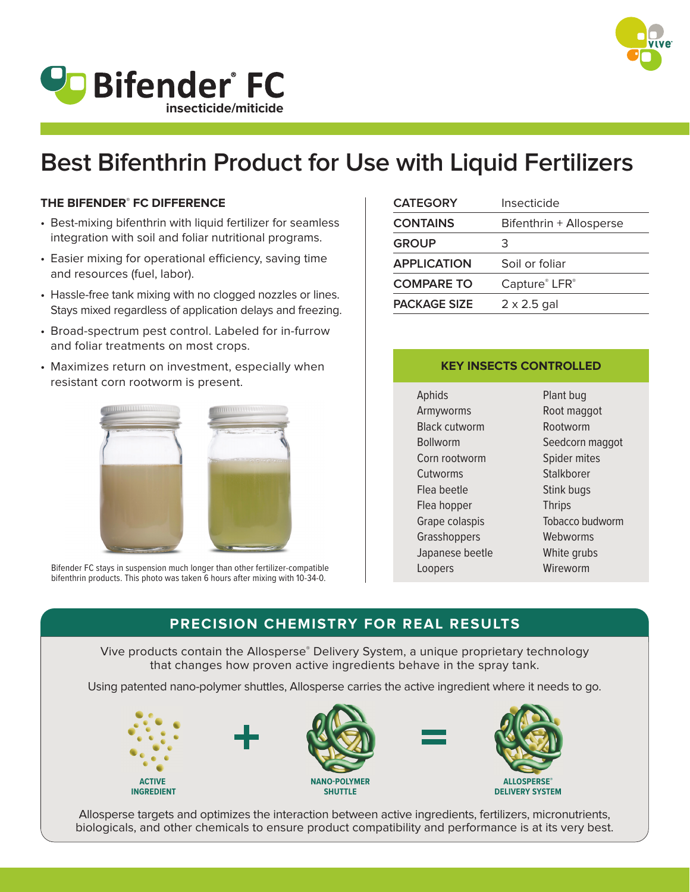# Bifender® FC

insecticide/miticide

## Best Bifenthrin Product for Use with Liquid Fertilizers

### THE BIFENDER® FC DIFFERENCE

- Best-mixing bifenthrin with liquid fertilizer for seamless integration with soil and foliar nutritional programs.
- Easier mixing for operational efficiency, saving time and resources (fuel, labor).
- Hassle-free tank mixing with no clogged nozzles or lines. Stays mixed regardless of application delays and freezing.
- Broad-spectrum pest control. Labeled for in-furrow and foliar treatments on most crops.
- Maximizes return on investment, especially when resistant corn rootworm is present.

Bifender FC stays in suspension much longer than other fertilizer-compatible bifenthrin products. This photo was taken 6 hours after mixing with 10-34-0.

| | |
|---|---|
| **CATEGORY** | Insecticide |
| **CONTAINS** | Bifenthrin + Allosperse |
| **GROUP** | 3 |
| **APPLICATION** | Soil or foliar |
| **COMPARE TO** | Capture® LFR® |
| **PACKAGE SIZE** | 2 x 2.5 gal |

### KEY INSECTS CONTROLLED

| | |
|---|---|
| Aphids | Plant bug |
| Armyworms | Root maggot |
| Black cutworm | Rootworm |
| Bollworm | Seedcorn maggot |
| Corn rootworm | Spider mites |
| Cutworms | Stalkborer |
| Flea beetle | Stink bugs |
| Flea hopper | Thrips |
| Grape colaspis | Tobacco budworm |
| Grasshoppers | Webworms |
| Japanese beetle | White grubs |
| Loopers | Wireworm |

### PRECISION CHEMISTRY FOR REAL RESULTS

Vive products contain the Allosperse® Delivery System, a unique proprietary technology that changes how proven active ingredients behave in the spray tank.

Using patented nano-polymer shuttles, Allosperse carries the active ingredient where it needs to go.

ACTIVE INGREDIENT + NANO-POLYMER SHUTTLE = ALLOSPERSE® DELIVERY SYSTEM

Allosperse targets and optimizes the interaction between active ingredients, fertilizers, micronutrients, biologicals, and other chemicals to ensure product compatibility and performance is at its very best.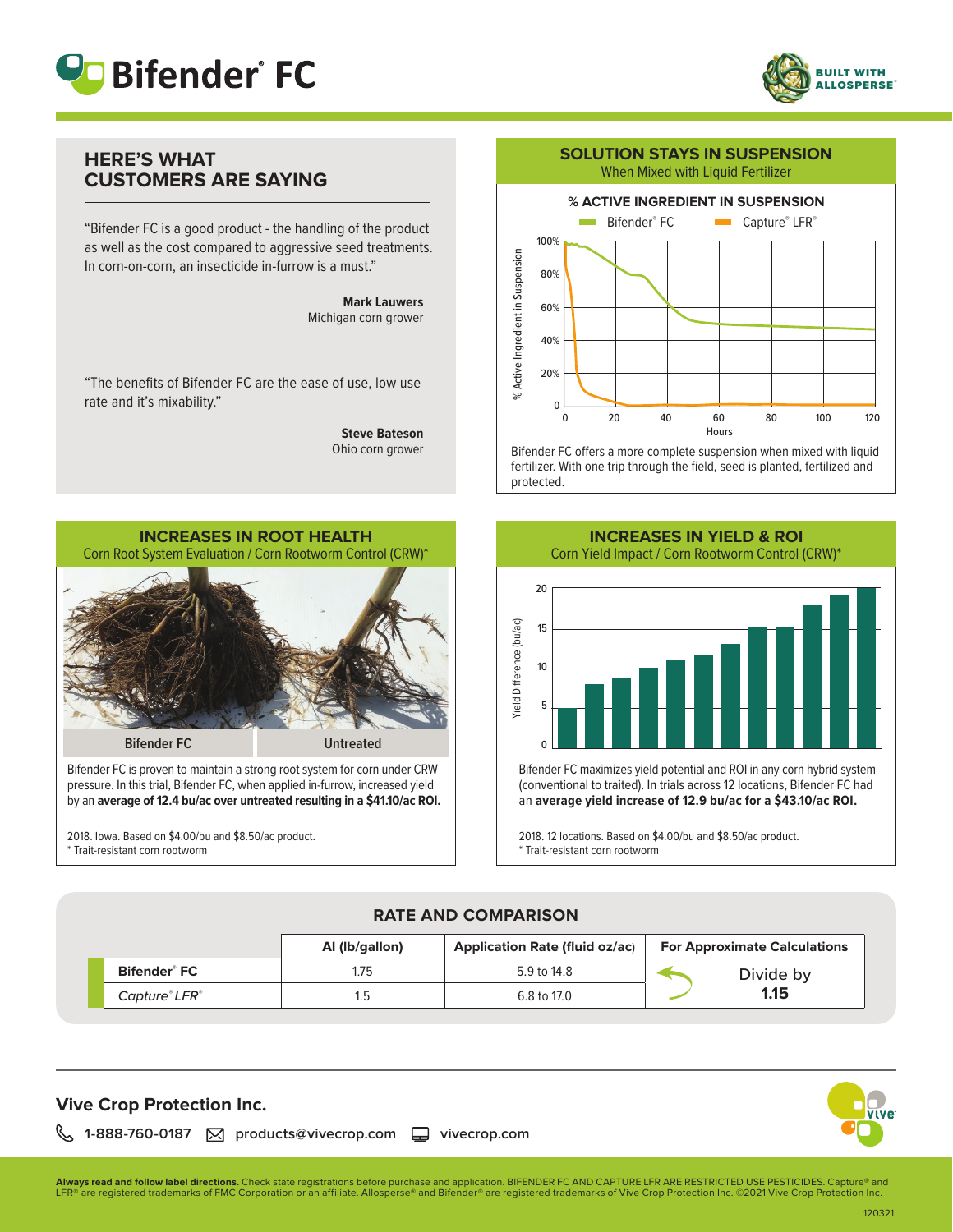# Bifender® FC

BUILT WITH ALLOSPERSE®

## HERE'S WHAT CUSTOMERS ARE SAYING

"Bifender FC is a good product - the handling of the product as well as the cost compared to aggressive seed treatments. In corn-on-corn, an insecticide in-furrow is a must."

**Mark Lauwers**
Michigan corn grower

"The benefits of Bifender FC are the ease of use, low use rate and it's mixability."

**Steve Bateson**
Ohio corn grower

## SOLUTION STAYS IN SUSPENSION

When Mixed with Liquid Fertilizer

**% ACTIVE INGREDIENT IN SUSPENSION**

Bifender® FC
Capture® LFR®

% Active Ingredient in Suspension
100%
80%
60%
40%
20%
0
0
20
40
60
80
100
120
Hours

Bifender FC offers a more complete suspension when mixed with liquid fertilizer. With one trip through the field, seed is planted, fertilized and protected.

## INCREASES IN ROOT HEALTH

Corn Root System Evaluation / Corn Rootworm Control (CRW)*

Bifender FC | Untreated

Bifender FC is proven to maintain a strong root system for corn under CRW pressure. In this trial, Bifender FC, when applied in-furrow, increased yield by an **average of 12.4 bu/ac over untreated resulting in a $41.10/ac ROI.**

2018. Iowa. Based on $4.00/bu and $8.50/ac product.
* Trait-resistant corn rootworm

## INCREASES IN YIELD & ROI

Corn Yield Impact / Corn Rootworm Control (CRW)*

Yield Difference (bu/ac)
20
15
10
5
0

Bifender FC maximizes yield potential and ROI in any corn hybrid system (conventional to traited). In trials across 12 locations, Bifender FC had an **average yield increase of 12.9 bu/ac for a $43.10/ac ROI.**

2018. 12 locations. Based on $4.00/bu and $8.50/ac product.
* Trait-resistant corn rootworm

## RATE AND COMPARISON

| | AI (lb/gallon) | Application Rate (fluid oz/ac) | For Approximate Calculations |
|---|---|---|---|
| Bifender® FC | 1.75 | 5.9 to 14.8 | Divide by **1.15** |
| *Capture® LFR®* | 1.5 | 6.8 to 17.0 | |

**Vive Crop Protection Inc.**

1-888-760-0187 | products@vivecrop.com | vivecrop.com

**Always read and follow label directions.** Check state registrations before purchase and application. BIFENDER FC AND CAPTURE LFR ARE RESTRICTED USE PESTICIDES. Capture® and LFR® are registered trademarks of FMC Corporation or an affiliate. Allosperse® and Bifender® are registered trademarks of Vive Crop Protection Inc. ©2021 Vive Crop Protection Inc.

120321